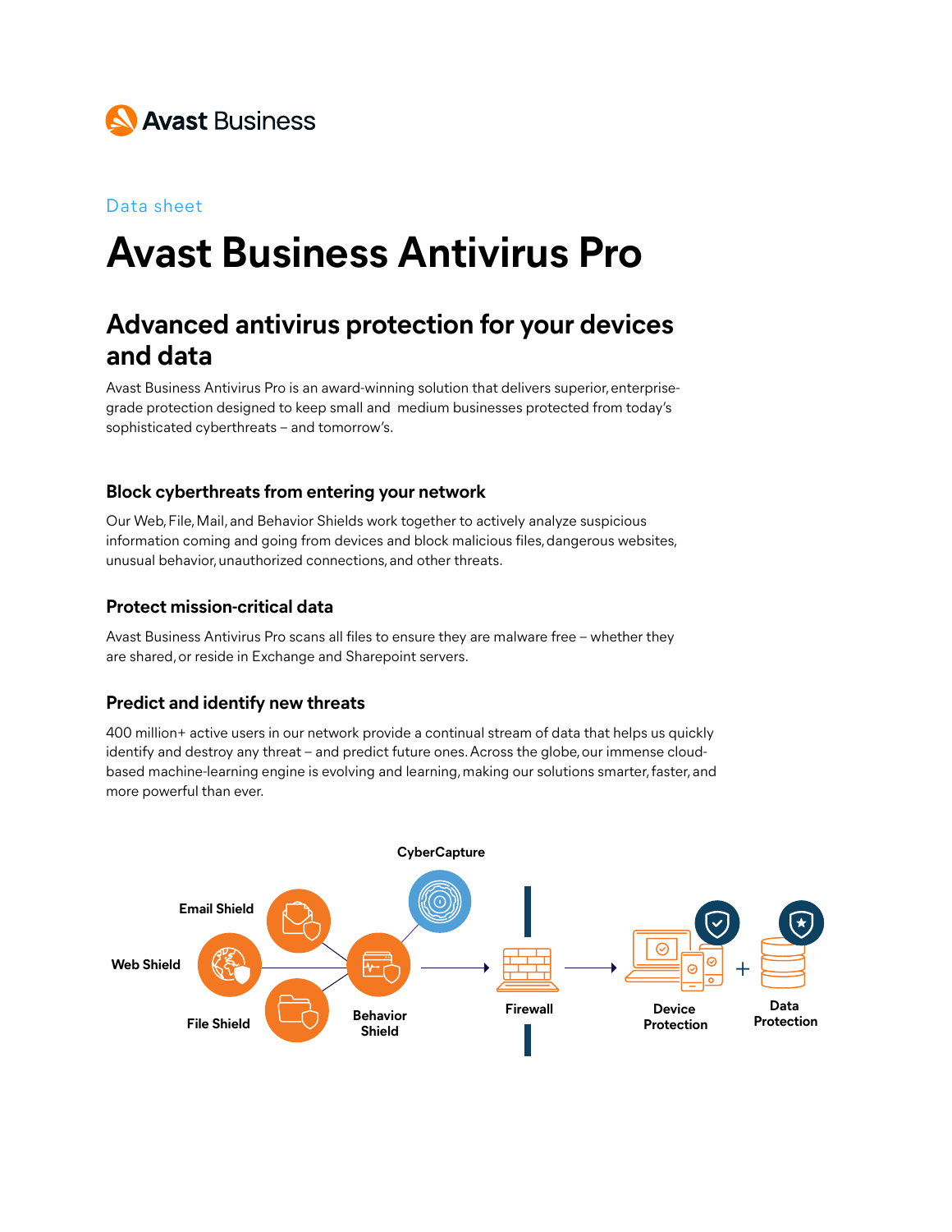Avast Business

Data sheet

# Avast Business Antivirus Pro

## Advanced antivirus protection for your devices and data

Avast Business Antivirus Pro is an award-winning solution that delivers superior, enterprise-grade protection designed to keep small and medium businesses protected from today's sophisticated cyberthreats – and tomorrow's.

### Block cyberthreats from entering your network

Our Web, File, Mail, and Behavior Shields work together to actively analyze suspicious information coming and going from devices and block malicious files, dangerous websites, unusual behavior, unauthorized connections, and other threats.

### Protect mission-critical data

Avast Business Antivirus Pro scans all files to ensure they are malware free – whether they are shared, or reside in Exchange and Sharepoint servers.

### Predict and identify new threats

400 million+ active users in our network provide a continual stream of data that helps us quickly identify and destroy any threat – and predict future ones. Across the globe, our immense cloud-based machine-learning engine is evolving and learning, making our solutions smarter, faster, and more powerful than ever.

CyberCapture

Email Shield

Web Shield

File Shield

Behavior Shield

Firewall

Device Protection

Data Protection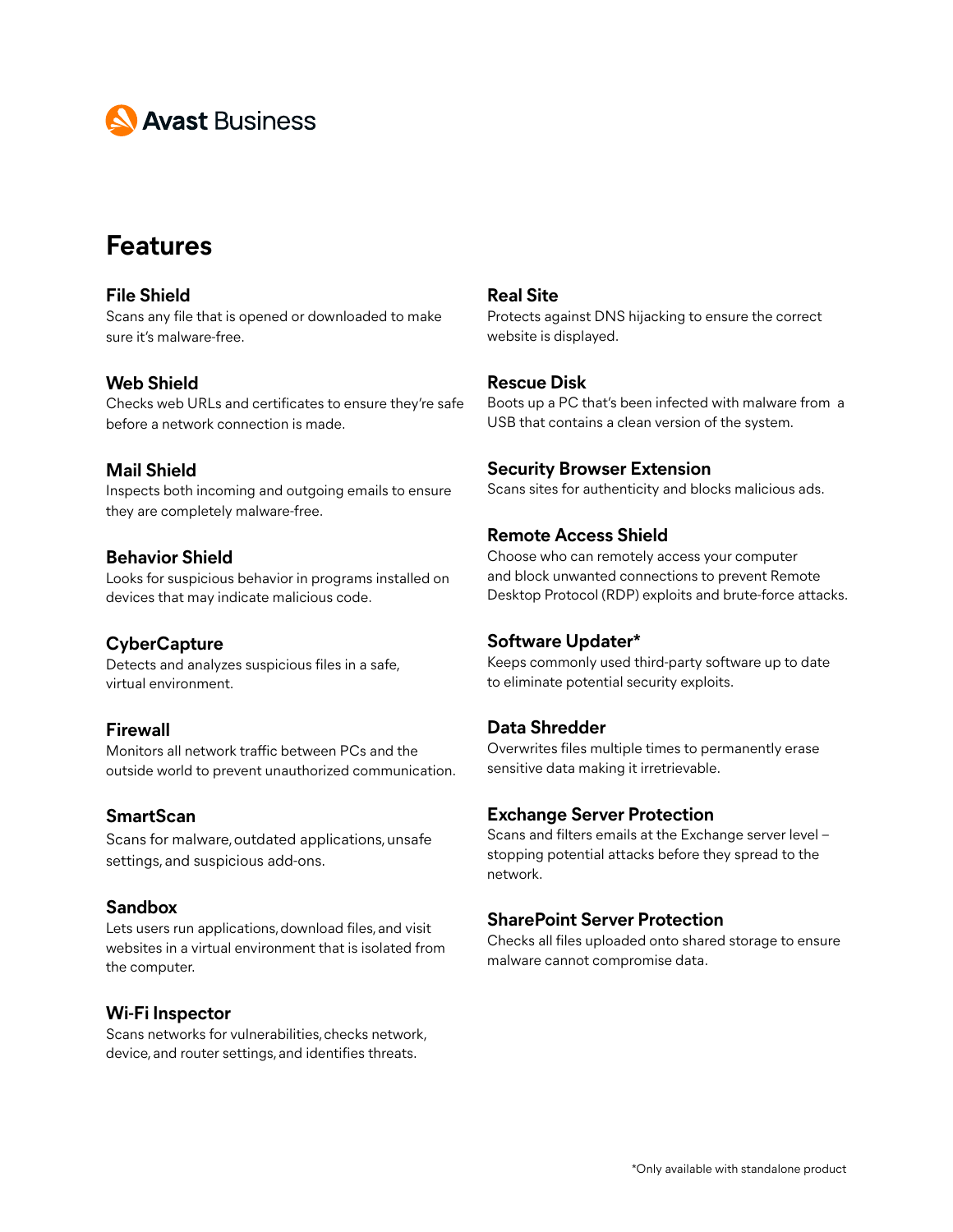Avast Business

# Features

### File Shield
Scans any file that is opened or downloaded to make sure it's malware-free.

### Web Shield
Checks web URLs and certificates to ensure they're safe before a network connection is made.

### Mail Shield
Inspects both incoming and outgoing emails to ensure they are completely malware-free.

### Behavior Shield
Looks for suspicious behavior in programs installed on devices that may indicate malicious code.

### CyberCapture
Detects and analyzes suspicious files in a safe, virtual environment.

### Firewall
Monitors all network traffic between PCs and the outside world to prevent unauthorized communication.

### SmartScan
Scans for malware, outdated applications, unsafe settings, and suspicious add-ons.

### Sandbox
Lets users run applications, download files, and visit websites in a virtual environment that is isolated from the computer.

### Wi-Fi Inspector
Scans networks for vulnerabilities, checks network, device, and router settings, and identifies threats.

### Real Site
Protects against DNS hijacking to ensure the correct website is displayed.

### Rescue Disk
Boots up a PC that's been infected with malware from a USB that contains a clean version of the system.

### Security Browser Extension
Scans sites for authenticity and blocks malicious ads.

### Remote Access Shield
Choose who can remotely access your computer and block unwanted connections to prevent Remote Desktop Protocol (RDP) exploits and brute-force attacks.

### Software Updater*
Keeps commonly used third-party software up to date to eliminate potential security exploits.

### Data Shredder
Overwrites files multiple times to permanently erase sensitive data making it irretrievable.

### Exchange Server Protection
Scans and filters emails at the Exchange server level – stopping potential attacks before they spread to the network.

### SharePoint Server Protection
Checks all files uploaded onto shared storage to ensure malware cannot compromise data.

*Only available with standalone product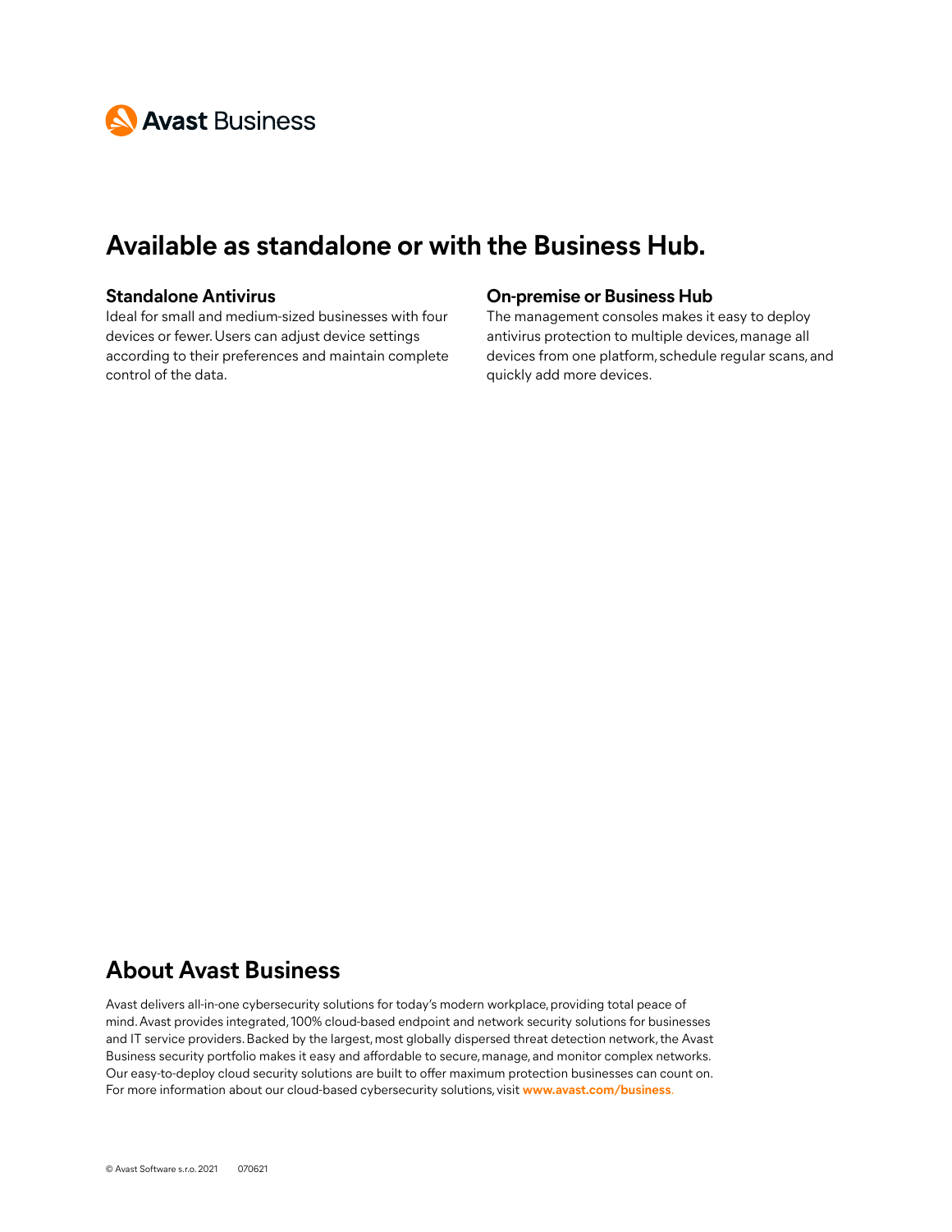Avast Business

## Available as standalone or with the Business Hub.

### Standalone Antivirus

Ideal for small and medium-sized businesses with four devices or fewer. Users can adjust device settings according to their preferences and maintain complete control of the data.

### On-premise or Business Hub

The management consoles makes it easy to deploy antivirus protection to multiple devices, manage all devices from one platform, schedule regular scans, and quickly add more devices.

## About Avast Business

Avast delivers all-in-one cybersecurity solutions for today's modern workplace, providing total peace of mind. Avast provides integrated, 100% cloud-based endpoint and network security solutions for businesses and IT service providers. Backed by the largest, most globally dispersed threat detection network, the Avast Business security portfolio makes it easy and affordable to secure, manage, and monitor complex networks. Our easy-to-deploy cloud security solutions are built to offer maximum protection businesses can count on. For more information about our cloud-based cybersecurity solutions, visit **www.avast.com/business**.

© Avast Software s.r.o. 2021 070621